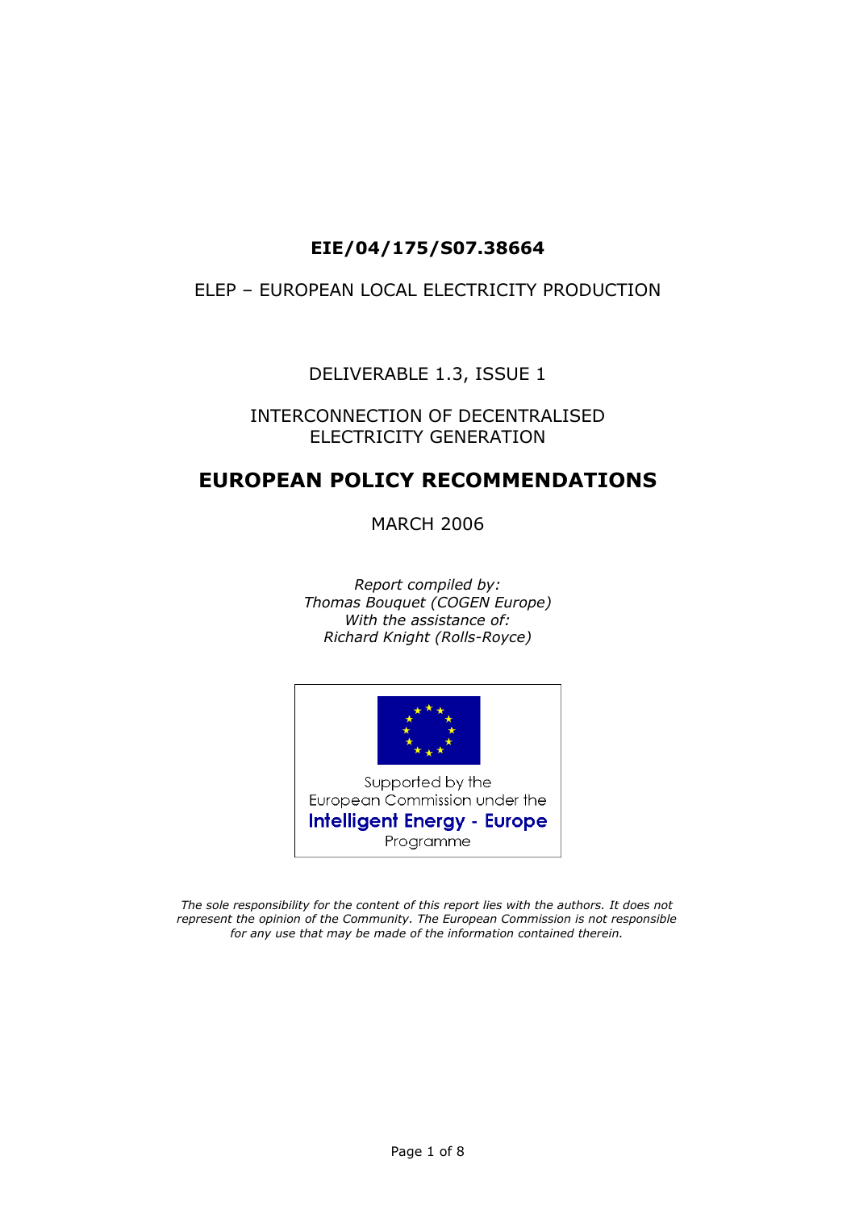**EIE/04/175/S07.38664**

ELEP – EUROPEAN LOCAL ELECTRICITY PRODUCTION

DELIVERABLE 1.3, ISSUE 1

INTERCONNECTION OF DECENTRALISED ELECTRICITY GENERATION

# EUROPEAN POLICY RECOMMENDATIONS

MARCH 2006

*Report compiled by:*
*Thomas Bouquet (COGEN Europe)*
*With the assistance of:*
*Richard Knight (Rolls-Royce)*

Supported by the European Commission under the **Intelligent Energy - Europe** Programme

*The sole responsibility for the content of this report lies with the authors. It does not represent the opinion of the Community. The European Commission is not responsible for any use that may be made of the information contained therein.*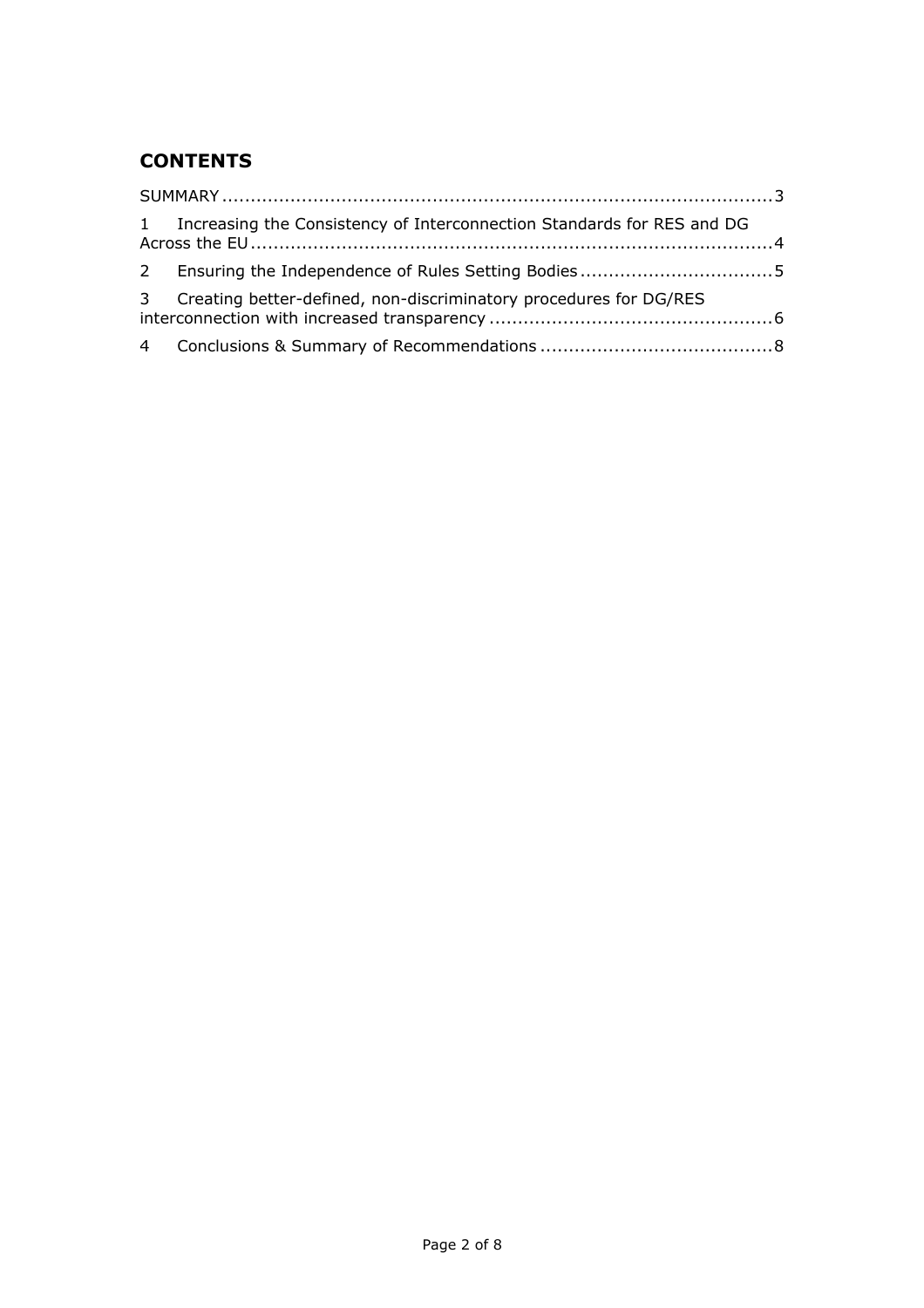## CONTENTS

SUMMARY ..................................................................................................3

1 Increasing the Consistency of Interconnection Standards for RES and DG Across the EU ...........................................................................................4

2 Ensuring the Independence of Rules Setting Bodies .................................5

3 Creating better-defined, non-discriminatory procedures for DG/RES interconnection with increased transparency ................................................6

4 Conclusions & Summary of Recommendations ........................................8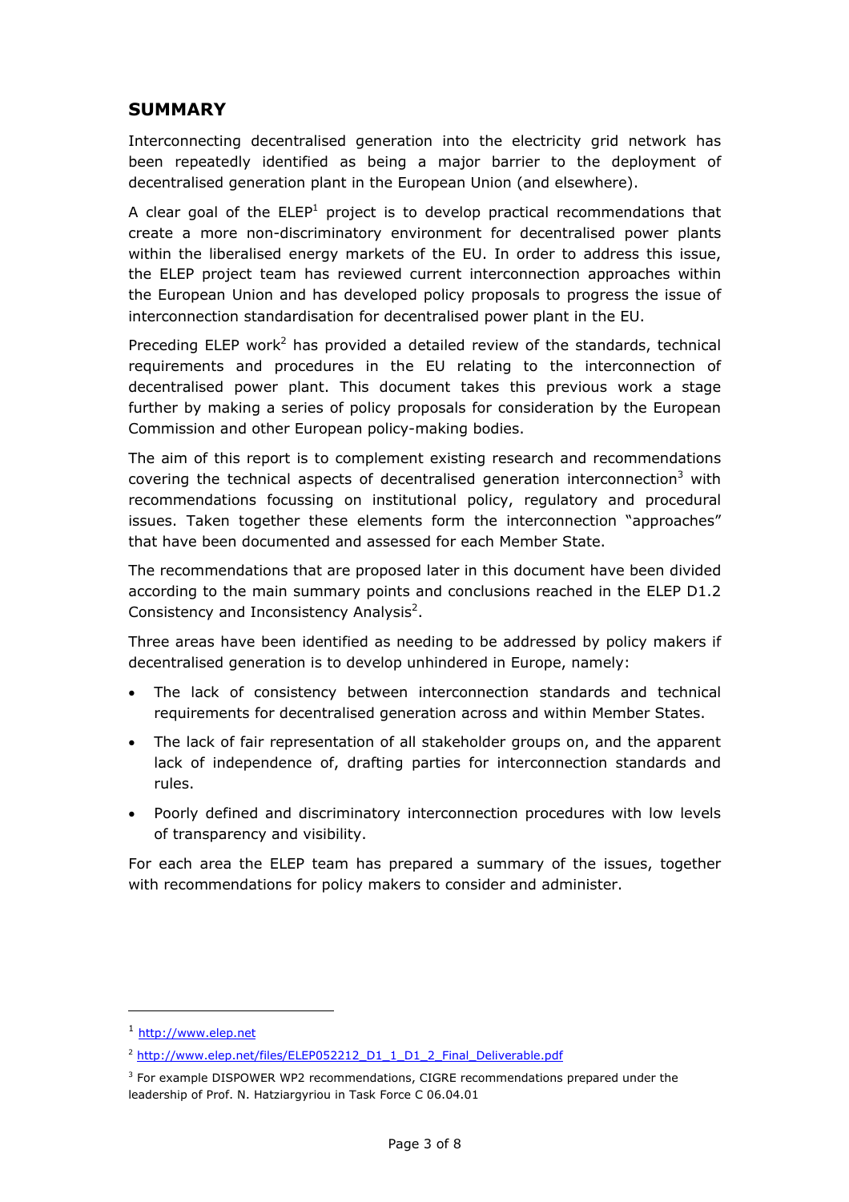## SUMMARY

Interconnecting decentralised generation into the electricity grid network has been repeatedly identified as being a major barrier to the deployment of decentralised generation plant in the European Union (and elsewhere).

A clear goal of the ELEP[1] project is to develop practical recommendations that create a more non-discriminatory environment for decentralised power plants within the liberalised energy markets of the EU. In order to address this issue, the ELEP project team has reviewed current interconnection approaches within the European Union and has developed policy proposals to progress the issue of interconnection standardisation for decentralised power plant in the EU.

Preceding ELEP work[2] has provided a detailed review of the standards, technical requirements and procedures in the EU relating to the interconnection of decentralised power plant. This document takes this previous work a stage further by making a series of policy proposals for consideration by the European Commission and other European policy-making bodies.

The aim of this report is to complement existing research and recommendations covering the technical aspects of decentralised generation interconnection[3] with recommendations focussing on institutional policy, regulatory and procedural issues. Taken together these elements form the interconnection "approaches" that have been documented and assessed for each Member State.

The recommendations that are proposed later in this document have been divided according to the main summary points and conclusions reached in the ELEP D1.2 Consistency and Inconsistency Analysis[2].

Three areas have been identified as needing to be addressed by policy makers if decentralised generation is to develop unhindered in Europe, namely:

- The lack of consistency between interconnection standards and technical requirements for decentralised generation across and within Member States.
- The lack of fair representation of all stakeholder groups on, and the apparent lack of independence of, drafting parties for interconnection standards and rules.
- Poorly defined and discriminatory interconnection procedures with low levels of transparency and visibility.

For each area the ELEP team has prepared a summary of the issues, together with recommendations for policy makers to consider and administer.

---

[1] http://www.elep.net

[2] http://www.elep.net/files/ELEP052212_D1_1_D1_2_Final_Deliverable.pdf

[3] For example DISPOWER WP2 recommendations, CIGRE recommendations prepared under the leadership of Prof. N. Hatziargyriou in Task Force C 06.04.01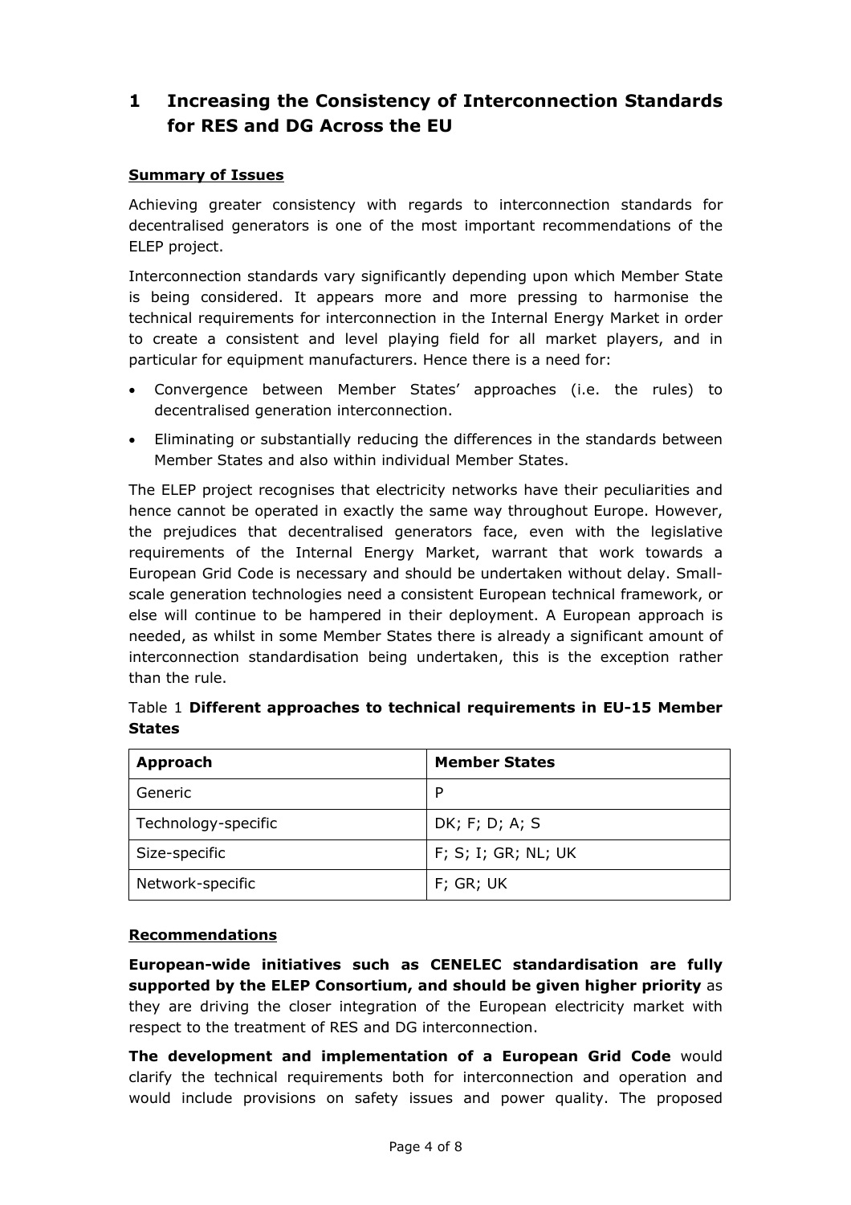# 1 Increasing the Consistency of Interconnection Standards for RES and DG Across the EU

**Summary of Issues**

Achieving greater consistency with regards to interconnection standards for decentralised generators is one of the most important recommendations of the ELEP project.

Interconnection standards vary significantly depending upon which Member State is being considered. It appears more and more pressing to harmonise the technical requirements for interconnection in the Internal Energy Market in order to create a consistent and level playing field for all market players, and in particular for equipment manufacturers. Hence there is a need for:

- Convergence between Member States' approaches (i.e. the rules) to decentralised generation interconnection.
- Eliminating or substantially reducing the differences in the standards between Member States and also within individual Member States.

The ELEP project recognises that electricity networks have their peculiarities and hence cannot be operated in exactly the same way throughout Europe. However, the prejudices that decentralised generators face, even with the legislative requirements of the Internal Energy Market, warrant that work towards a European Grid Code is necessary and should be undertaken without delay. Small-scale generation technologies need a consistent European technical framework, or else will continue to be hampered in their deployment. A European approach is needed, as whilst in some Member States there is already a significant amount of interconnection standardisation being undertaken, this is the exception rather than the rule.

Table 1 **Different approaches to technical requirements in EU-15 Member States**

| Approach | Member States |
|---|---|
| Generic | P |
| Technology-specific | DK; F; D; A; S |
| Size-specific | F; S; I; GR; NL; UK |
| Network-specific | F; GR; UK |

**Recommendations**

**European-wide initiatives such as CENELEC standardisation are fully supported by the ELEP Consortium, and should be given higher priority** as they are driving the closer integration of the European electricity market with respect to the treatment of RES and DG interconnection.

**The development and implementation of a European Grid Code** would clarify the technical requirements both for interconnection and operation and would include provisions on safety issues and power quality. The proposed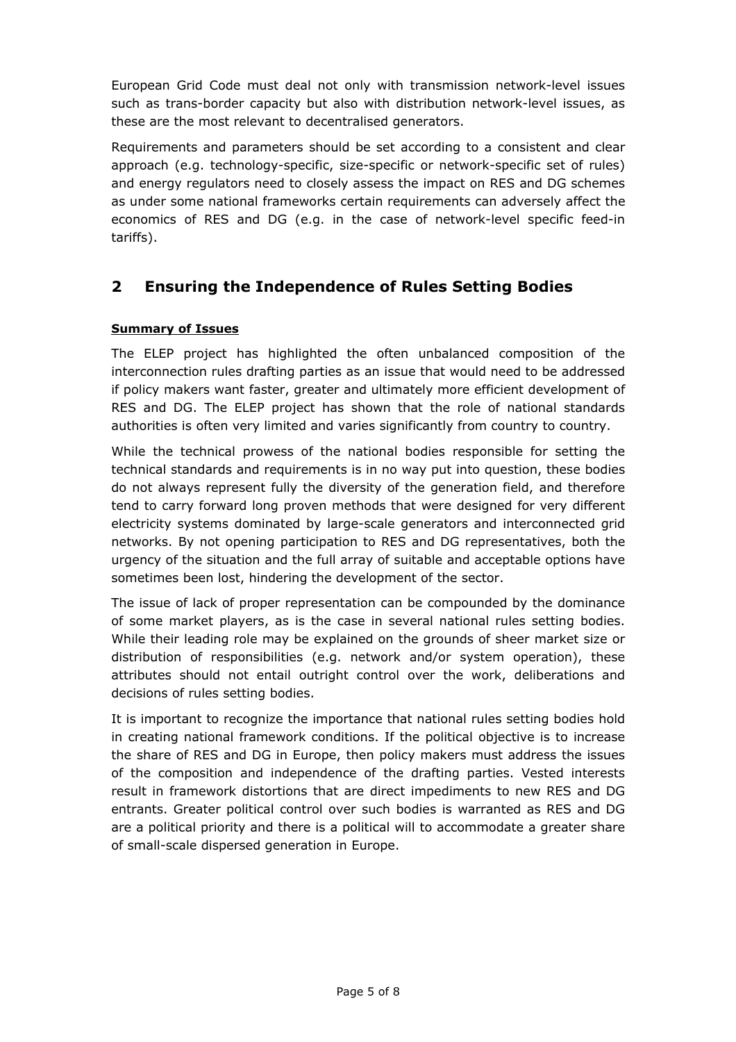European Grid Code must deal not only with transmission network-level issues such as trans-border capacity but also with distribution network-level issues, as these are the most relevant to decentralised generators.

Requirements and parameters should be set according to a consistent and clear approach (e.g. technology-specific, size-specific or network-specific set of rules) and energy regulators need to closely assess the impact on RES and DG schemes as under some national frameworks certain requirements can adversely affect the economics of RES and DG (e.g. in the case of network-level specific feed-in tariffs).

## 2 Ensuring the Independence of Rules Setting Bodies

**Summary of Issues**

The ELEP project has highlighted the often unbalanced composition of the interconnection rules drafting parties as an issue that would need to be addressed if policy makers want faster, greater and ultimately more efficient development of RES and DG. The ELEP project has shown that the role of national standards authorities is often very limited and varies significantly from country to country.

While the technical prowess of the national bodies responsible for setting the technical standards and requirements is in no way put into question, these bodies do not always represent fully the diversity of the generation field, and therefore tend to carry forward long proven methods that were designed for very different electricity systems dominated by large-scale generators and interconnected grid networks. By not opening participation to RES and DG representatives, both the urgency of the situation and the full array of suitable and acceptable options have sometimes been lost, hindering the development of the sector.

The issue of lack of proper representation can be compounded by the dominance of some market players, as is the case in several national rules setting bodies. While their leading role may be explained on the grounds of sheer market size or distribution of responsibilities (e.g. network and/or system operation), these attributes should not entail outright control over the work, deliberations and decisions of rules setting bodies.

It is important to recognize the importance that national rules setting bodies hold in creating national framework conditions. If the political objective is to increase the share of RES and DG in Europe, then policy makers must address the issues of the composition and independence of the drafting parties. Vested interests result in framework distortions that are direct impediments to new RES and DG entrants. Greater political control over such bodies is warranted as RES and DG are a political priority and there is a political will to accommodate a greater share of small-scale dispersed generation in Europe.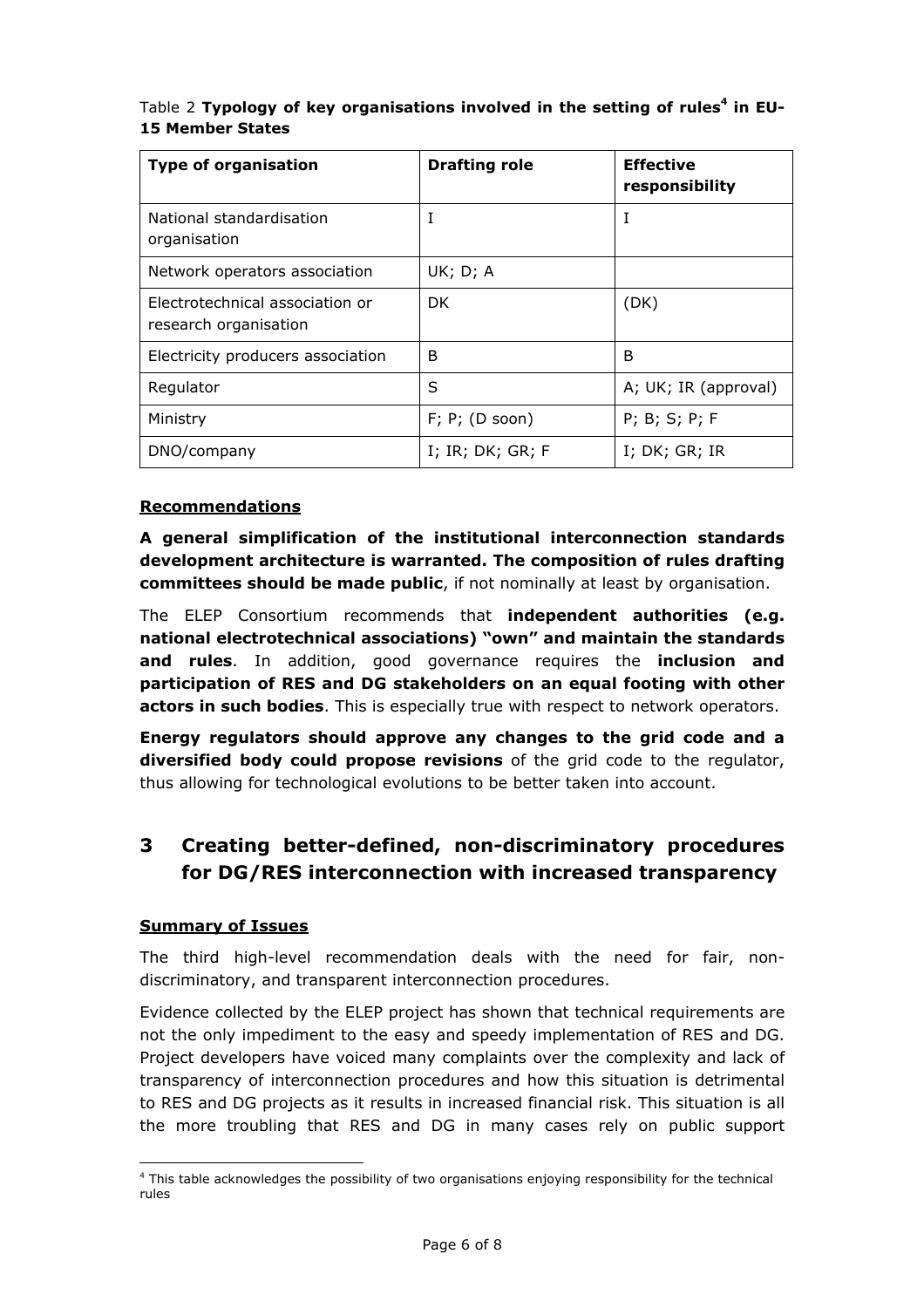Table 2 **Typology of key organisations involved in the setting of rules[4] in EU-15 Member States**

| Type of organisation | Drafting role | Effective responsibility |
|---|---|---|
| National standardisation organisation | I | I |
| Network operators association | UK; D; A | |
| Electrotechnical association or research organisation | DK | (DK) |
| Electricity producers association | B | B |
| Regulator | S | A; UK; IR (approval) |
| Ministry | F; P; (D soon) | P; B; S; P; F |
| DNO/company | I; IR; DK; GR; F | I; DK; GR; IR |

**Recommendations**

**A general simplification of the institutional interconnection standards development architecture is warranted. The composition of rules drafting committees should be made public**, if not nominally at least by organisation.

The ELEP Consortium recommends that **independent authorities (e.g. national electrotechnical associations) "own" and maintain the standards and rules**. In addition, good governance requires the **inclusion and participation of RES and DG stakeholders on an equal footing with other actors in such bodies**. This is especially true with respect to network operators.

**Energy regulators should approve any changes to the grid code and a diversified body could propose revisions** of the grid code to the regulator, thus allowing for technological evolutions to be better taken into account.

# 3 Creating better-defined, non-discriminatory procedures for DG/RES interconnection with increased transparency

**Summary of Issues**

The third high-level recommendation deals with the need for fair, non-discriminatory, and transparent interconnection procedures.

Evidence collected by the ELEP project has shown that technical requirements are not the only impediment to the easy and speedy implementation of RES and DG. Project developers have voiced many complaints over the complexity and lack of transparency of interconnection procedures and how this situation is detrimental to RES and DG projects as it results in increased financial risk. This situation is all the more troubling that RES and DG in many cases rely on public support

[4] This table acknowledges the possibility of two organisations enjoying responsibility for the technical rules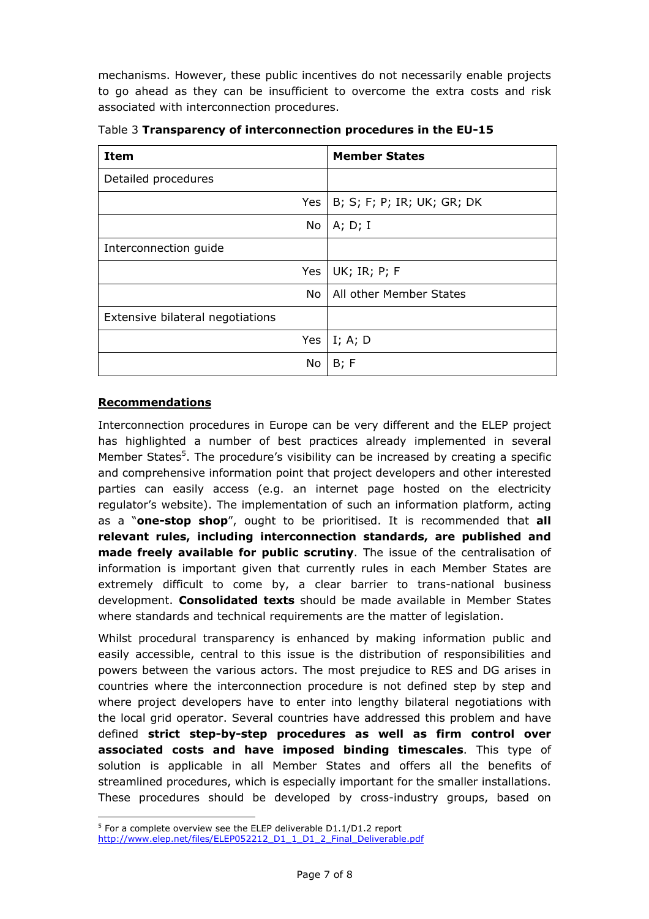mechanisms. However, these public incentives do not necessarily enable projects to go ahead as they can be insufficient to overcome the extra costs and risk associated with interconnection procedures.

Table 3 **Transparency of interconnection procedures in the EU-15**

| Item | Member States |
|---|---|
| Detailed procedures | |
| Yes | B; S; F; P; IR; UK; GR; DK |
| No | A; D; I |
| Interconnection guide | |
| Yes | UK; IR; P; F |
| No | All other Member States |
| Extensive bilateral negotiations | |
| Yes | I; A; D |
| No | B; F |

## Recommendations

Interconnection procedures in Europe can be very different and the ELEP project has highlighted a number of best practices already implemented in several Member States[5]. The procedure's visibility can be increased by creating a specific and comprehensive information point that project developers and other interested parties can easily access (e.g. an internet page hosted on the electricity regulator's website). The implementation of such an information platform, acting as a "**one-stop shop**", ought to be prioritised. It is recommended that **all relevant rules, including interconnection standards, are published and made freely available for public scrutiny**. The issue of the centralisation of information is important given that currently rules in each Member States are extremely difficult to come by, a clear barrier to trans-national business development. **Consolidated texts** should be made available in Member States where standards and technical requirements are the matter of legislation.

Whilst procedural transparency is enhanced by making information public and easily accessible, central to this issue is the distribution of responsibilities and powers between the various actors. The most prejudice to RES and DG arises in countries where the interconnection procedure is not defined step by step and where project developers have to enter into lengthy bilateral negotiations with the local grid operator. Several countries have addressed this problem and have defined **strict step-by-step procedures as well as firm control over associated costs and have imposed binding timescales**. This type of solution is applicable in all Member States and offers all the benefits of streamlined procedures, which is especially important for the smaller installations. These procedures should be developed by cross-industry groups, based on

[5] For a complete overview see the ELEP deliverable D1.1/D1.2 report http://www.elep.net/files/ELEP052212_D1_1_D1_2_Final_Deliverable.pdf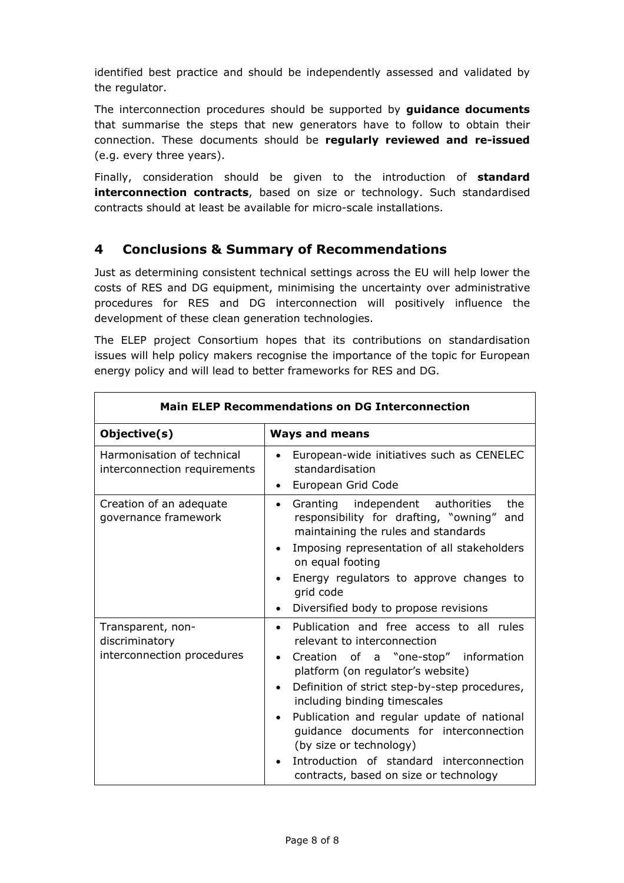identified best practice and should be independently assessed and validated by the regulator.

The interconnection procedures should be supported by **guidance documents** that summarise the steps that new generators have to follow to obtain their connection. These documents should be **regularly reviewed and re-issued** (e.g. every three years).

Finally, consideration should be given to the introduction of **standard interconnection contracts**, based on size or technology. Such standardised contracts should at least be available for micro-scale installations.

## 4 Conclusions & Summary of Recommendations

Just as determining consistent technical settings across the EU will help lower the costs of RES and DG equipment, minimising the uncertainty over administrative procedures for RES and DG interconnection will positively influence the development of these clean generation technologies.

The ELEP project Consortium hopes that its contributions on standardisation issues will help policy makers recognise the importance of the topic for European energy policy and will lead to better frameworks for RES and DG.

**Main ELEP Recommendations on DG Interconnection**

| Objective(s) | Ways and means |
|---|---|
| Harmonisation of technical interconnection requirements | • European-wide initiatives such as CENELEC standardisation<br>• European Grid Code |
| Creation of an adequate governance framework | • Granting independent authorities the responsibility for drafting, "owning" and maintaining the rules and standards<br>• Imposing representation of all stakeholders on equal footing<br>• Energy regulators to approve changes to grid code<br>• Diversified body to propose revisions |
| Transparent, non-discriminatory interconnection procedures | • Publication and free access to all rules relevant to interconnection<br>• Creation of a "one-stop" information platform (on regulator's website)<br>• Definition of strict step-by-step procedures, including binding timescales<br>• Publication and regular update of national guidance documents for interconnection (by size or technology)<br>• Introduction of standard interconnection contracts, based on size or technology |